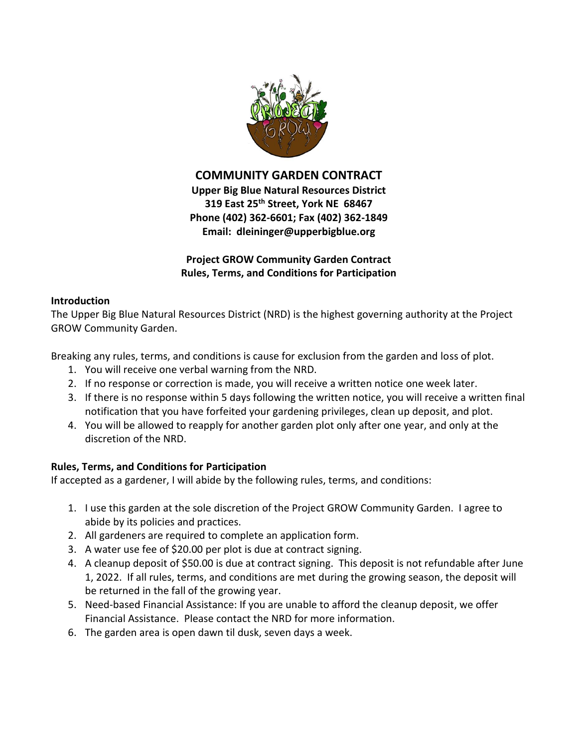# COMMUNITY GARDEN CONTRACT

**Upper Big Blue Natural Resources District**
**319 East 25th Street, York NE 68467**
**Phone (402) 362-6601; Fax (402) 362-1849**
**Email: dleininger@upperbigblue.org**

**Project GROW Community Garden Contract**
**Rules, Terms, and Conditions for Participation**

### Introduction

The Upper Big Blue Natural Resources District (NRD) is the highest governing authority at the Project GROW Community Garden.

Breaking any rules, terms, and conditions is cause for exclusion from the garden and loss of plot.

1. You will receive one verbal warning from the NRD.
2. If no response or correction is made, you will receive a written notice one week later.
3. If there is no response within 5 days following the written notice, you will receive a written final notification that you have forfeited your gardening privileges, clean up deposit, and plot.
4. You will be allowed to reapply for another garden plot only after one year, and only at the discretion of the NRD.

### Rules, Terms, and Conditions for Participation

If accepted as a gardener, I will abide by the following rules, terms, and conditions:

1. I use this garden at the sole discretion of the Project GROW Community Garden. I agree to abide by its policies and practices.
2. All gardeners are required to complete an application form.
3. A water use fee of $20.00 per plot is due at contract signing.
4. A cleanup deposit of $50.00 is due at contract signing. This deposit is not refundable after June 1, 2022. If all rules, terms, and conditions are met during the growing season, the deposit will be returned in the fall of the growing year.
5. Need-based Financial Assistance: If you are unable to afford the cleanup deposit, we offer Financial Assistance. Please contact the NRD for more information.
6. The garden area is open dawn til dusk, seven days a week.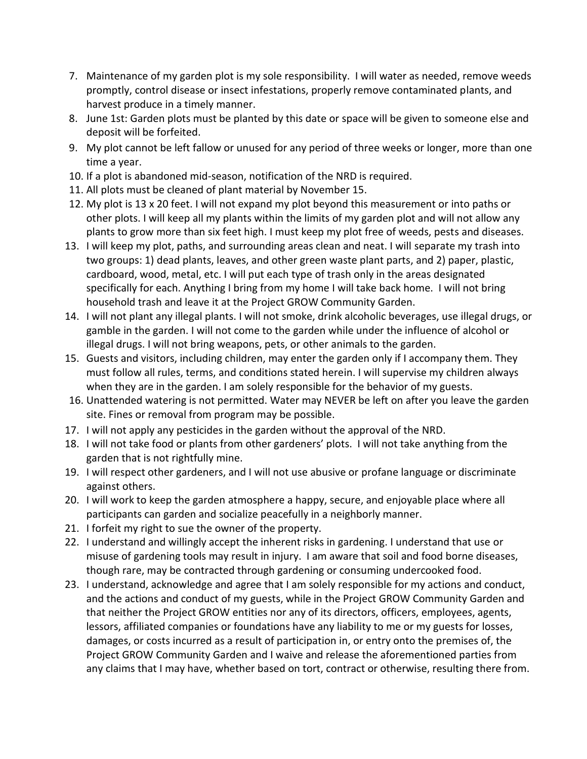7. Maintenance of my garden plot is my sole responsibility. I will water as needed, remove weeds promptly, control disease or insect infestations, properly remove contaminated plants, and harvest produce in a timely manner.
8. June 1st: Garden plots must be planted by this date or space will be given to someone else and deposit will be forfeited.
9. My plot cannot be left fallow or unused for any period of three weeks or longer, more than one time a year.
10. If a plot is abandoned mid-season, notification of the NRD is required.
11. All plots must be cleaned of plant material by November 15.
12. My plot is 13 x 20 feet. I will not expand my plot beyond this measurement or into paths or other plots. I will keep all my plants within the limits of my garden plot and will not allow any plants to grow more than six feet high. I must keep my plot free of weeds, pests and diseases.
13. I will keep my plot, paths, and surrounding areas clean and neat. I will separate my trash into two groups: 1) dead plants, leaves, and other green waste plant parts, and 2) paper, plastic, cardboard, wood, metal, etc. I will put each type of trash only in the areas designated specifically for each. Anything I bring from my home I will take back home. I will not bring household trash and leave it at the Project GROW Community Garden.
14. I will not plant any illegal plants. I will not smoke, drink alcoholic beverages, use illegal drugs, or gamble in the garden. I will not come to the garden while under the influence of alcohol or illegal drugs. I will not bring weapons, pets, or other animals to the garden.
15. Guests and visitors, including children, may enter the garden only if I accompany them. They must follow all rules, terms, and conditions stated herein. I will supervise my children always when they are in the garden. I am solely responsible for the behavior of my guests.
16. Unattended watering is not permitted. Water may NEVER be left on after you leave the garden site. Fines or removal from program may be possible.
17. I will not apply any pesticides in the garden without the approval of the NRD.
18. I will not take food or plants from other gardeners' plots. I will not take anything from the garden that is not rightfully mine.
19. I will respect other gardeners, and I will not use abusive or profane language or discriminate against others.
20. I will work to keep the garden atmosphere a happy, secure, and enjoyable place where all participants can garden and socialize peacefully in a neighborly manner.
21. I forfeit my right to sue the owner of the property.
22. I understand and willingly accept the inherent risks in gardening. I understand that use or misuse of gardening tools may result in injury. I am aware that soil and food borne diseases, though rare, may be contracted through gardening or consuming undercooked food.
23. I understand, acknowledge and agree that I am solely responsible for my actions and conduct, and the actions and conduct of my guests, while in the Project GROW Community Garden and that neither the Project GROW entities nor any of its directors, officers, employees, agents, lessors, affiliated companies or foundations have any liability to me or my guests for losses, damages, or costs incurred as a result of participation in, or entry onto the premises of, the Project GROW Community Garden and I waive and release the aforementioned parties from any claims that I may have, whether based on tort, contract or otherwise, resulting there from.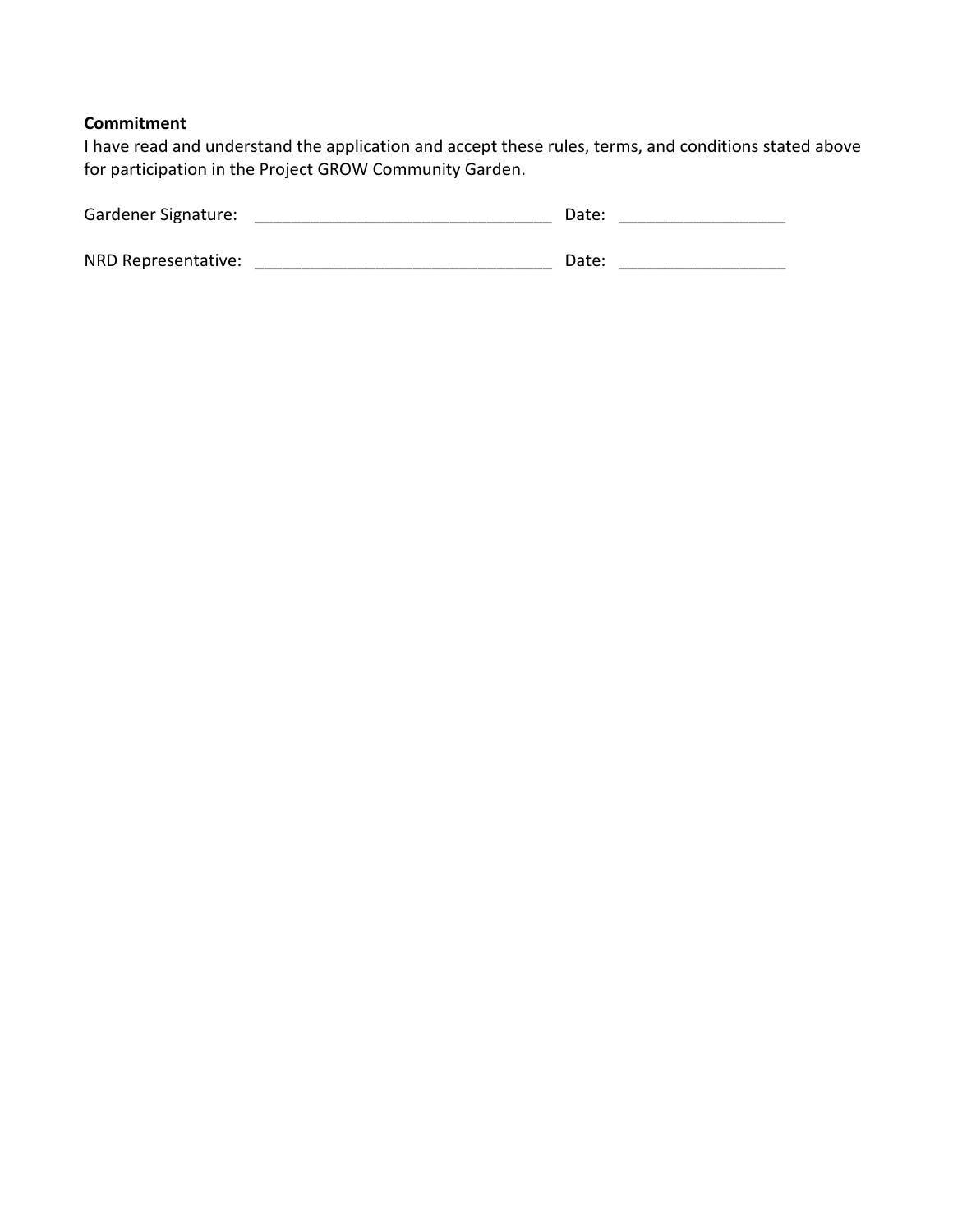**Commitment**

I have read and understand the application and accept these rules, terms, and conditions stated above for participation in the Project GROW Community Garden.

Gardener Signature: ________________________________ Date: __________________

NRD Representative: ________________________________ Date: __________________